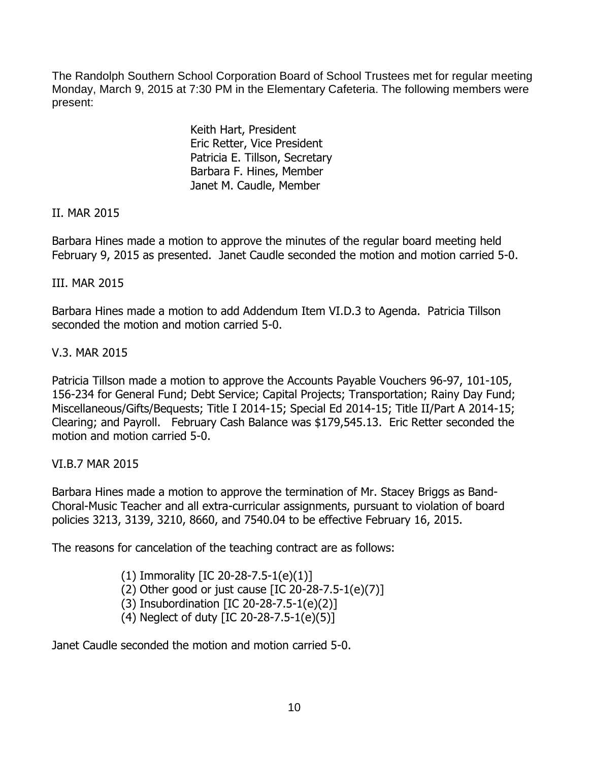The Randolph Southern School Corporation Board of School Trustees met for regular meeting Monday, March 9, 2015 at 7:30 PM in the Elementary Cafeteria. The following members were present:

Keith Hart, President
Eric Retter, Vice President
Patricia E. Tillson, Secretary
Barbara F. Hines, Member
Janet M. Caudle, Member

II. MAR 2015

Barbara Hines made a motion to approve the minutes of the regular board meeting held February 9, 2015 as presented. Janet Caudle seconded the motion and motion carried 5-0.

III. MAR 2015

Barbara Hines made a motion to add Addendum Item VI.D.3 to Agenda. Patricia Tillson seconded the motion and motion carried 5-0.

V.3. MAR 2015

Patricia Tillson made a motion to approve the Accounts Payable Vouchers 96-97, 101-105, 156-234 for General Fund; Debt Service; Capital Projects; Transportation; Rainy Day Fund; Miscellaneous/Gifts/Bequests; Title I 2014-15; Special Ed 2014-15; Title II/Part A 2014-15; Clearing; and Payroll. February Cash Balance was $179,545.13. Eric Retter seconded the motion and motion carried 5-0.

VI.B.7 MAR 2015

Barbara Hines made a motion to approve the termination of Mr. Stacey Briggs as Band-Choral-Music Teacher and all extra-curricular assignments, pursuant to violation of board policies 3213, 3139, 3210, 8660, and 7540.04 to be effective February 16, 2015.

The reasons for cancelation of the teaching contract are as follows:

(1) Immorality [IC 20-28-7.5-1(e)(1)]
(2) Other good or just cause [IC 20-28-7.5-1(e)(7)]
(3) Insubordination [IC 20-28-7.5-1(e)(2)]
(4) Neglect of duty [IC 20-28-7.5-1(e)(5)]

Janet Caudle seconded the motion and motion carried 5-0.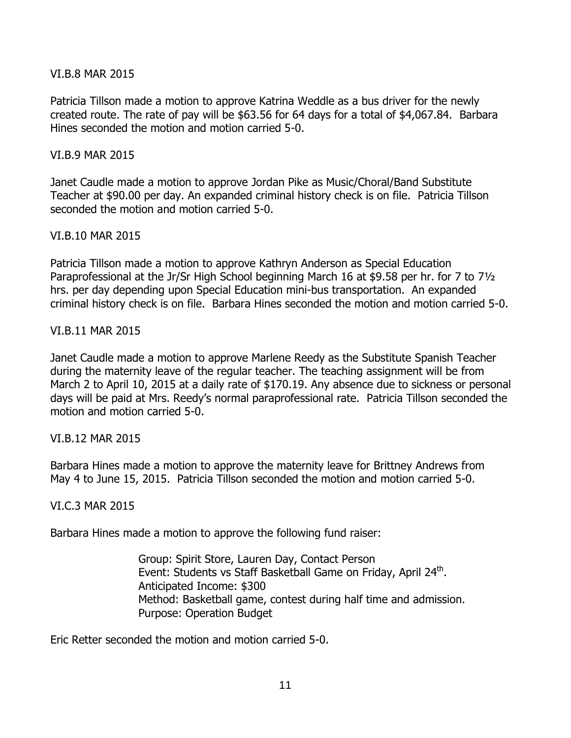VI.B.8 MAR 2015

Patricia Tillson made a motion to approve Katrina Weddle as a bus driver for the newly created route. The rate of pay will be $63.56 for 64 days for a total of $4,067.84. Barbara Hines seconded the motion and motion carried 5-0.

VI.B.9 MAR 2015

Janet Caudle made a motion to approve Jordan Pike as Music/Choral/Band Substitute Teacher at $90.00 per day. An expanded criminal history check is on file. Patricia Tillson seconded the motion and motion carried 5-0.

VI.B.10 MAR 2015

Patricia Tillson made a motion to approve Kathryn Anderson as Special Education Paraprofessional at the Jr/Sr High School beginning March 16 at $9.58 per hr. for 7 to 7½ hrs. per day depending upon Special Education mini-bus transportation. An expanded criminal history check is on file. Barbara Hines seconded the motion and motion carried 5-0.

VI.B.11 MAR 2015

Janet Caudle made a motion to approve Marlene Reedy as the Substitute Spanish Teacher during the maternity leave of the regular teacher. The teaching assignment will be from March 2 to April 10, 2015 at a daily rate of $170.19. Any absence due to sickness or personal days will be paid at Mrs. Reedy's normal paraprofessional rate. Patricia Tillson seconded the motion and motion carried 5-0.

VI.B.12 MAR 2015

Barbara Hines made a motion to approve the maternity leave for Brittney Andrews from May 4 to June 15, 2015. Patricia Tillson seconded the motion and motion carried 5-0.

VI.C.3 MAR 2015

Barbara Hines made a motion to approve the following fund raiser:

> Group: Spirit Store, Lauren Day, Contact Person
> Event: Students vs Staff Basketball Game on Friday, April 24th.
> Anticipated Income: $300
> Method: Basketball game, contest during half time and admission.
> Purpose: Operation Budget

Eric Retter seconded the motion and motion carried 5-0.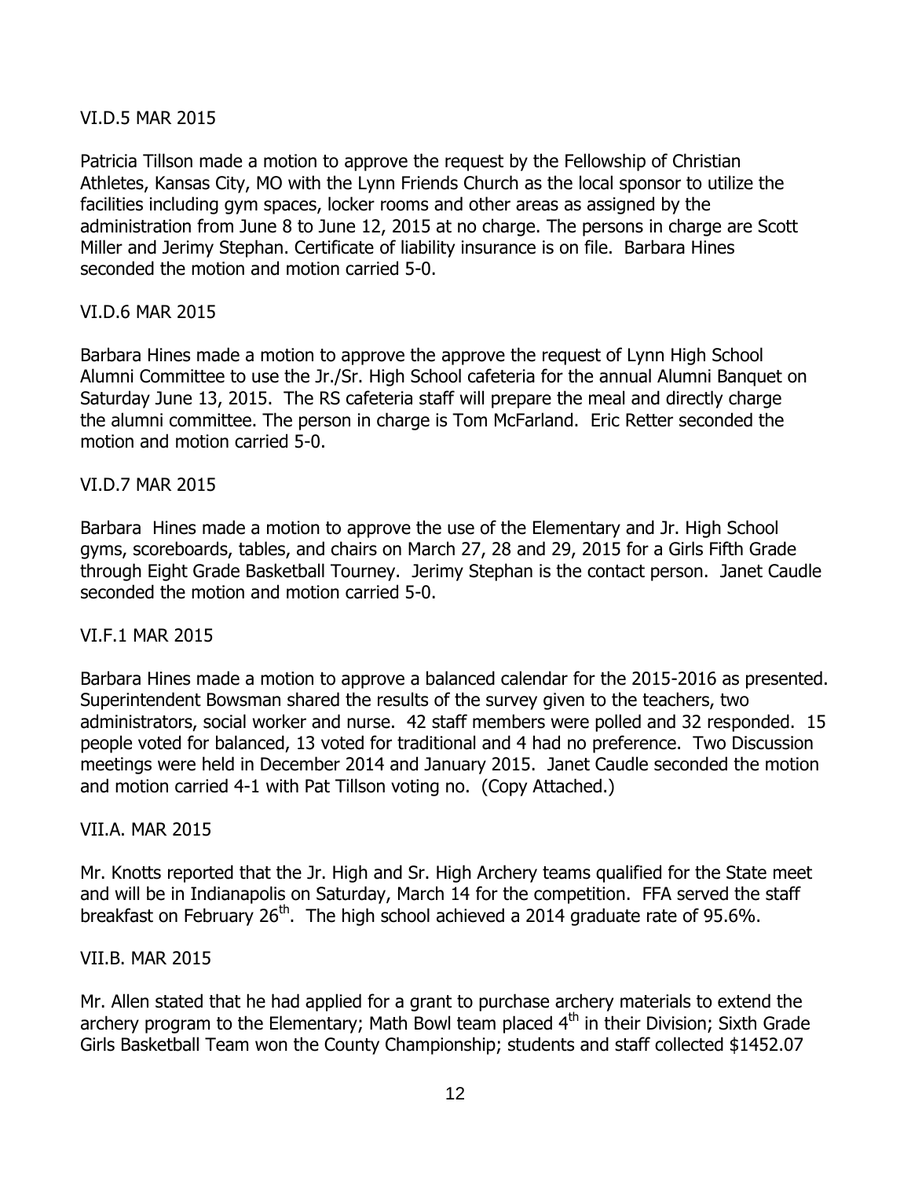VI.D.5 MAR 2015

Patricia Tillson made a motion to approve the request by the Fellowship of Christian Athletes, Kansas City, MO with the Lynn Friends Church as the local sponsor to utilize the facilities including gym spaces, locker rooms and other areas as assigned by the administration from June 8 to June 12, 2015 at no charge. The persons in charge are Scott Miller and Jerimy Stephan. Certificate of liability insurance is on file. Barbara Hines seconded the motion and motion carried 5-0.

VI.D.6 MAR 2015

Barbara Hines made a motion to approve the approve the request of Lynn High School Alumni Committee to use the Jr./Sr. High School cafeteria for the annual Alumni Banquet on Saturday June 13, 2015. The RS cafeteria staff will prepare the meal and directly charge the alumni committee. The person in charge is Tom McFarland. Eric Retter seconded the motion and motion carried 5-0.

VI.D.7 MAR 2015

Barbara Hines made a motion to approve the use of the Elementary and Jr. High School gyms, scoreboards, tables, and chairs on March 27, 28 and 29, 2015 for a Girls Fifth Grade through Eight Grade Basketball Tourney. Jerimy Stephan is the contact person. Janet Caudle seconded the motion and motion carried 5-0.

VI.F.1 MAR 2015

Barbara Hines made a motion to approve a balanced calendar for the 2015-2016 as presented. Superintendent Bowsman shared the results of the survey given to the teachers, two administrators, social worker and nurse. 42 staff members were polled and 32 responded. 15 people voted for balanced, 13 voted for traditional and 4 had no preference. Two Discussion meetings were held in December 2014 and January 2015. Janet Caudle seconded the motion and motion carried 4-1 with Pat Tillson voting no. (Copy Attached.)

VII.A. MAR 2015

Mr. Knotts reported that the Jr. High and Sr. High Archery teams qualified for the State meet and will be in Indianapolis on Saturday, March 14 for the competition. FFA served the staff breakfast on February 26th. The high school achieved a 2014 graduate rate of 95.6%.

VII.B. MAR 2015

Mr. Allen stated that he had applied for a grant to purchase archery materials to extend the archery program to the Elementary; Math Bowl team placed 4th in their Division; Sixth Grade Girls Basketball Team won the County Championship; students and staff collected $1452.07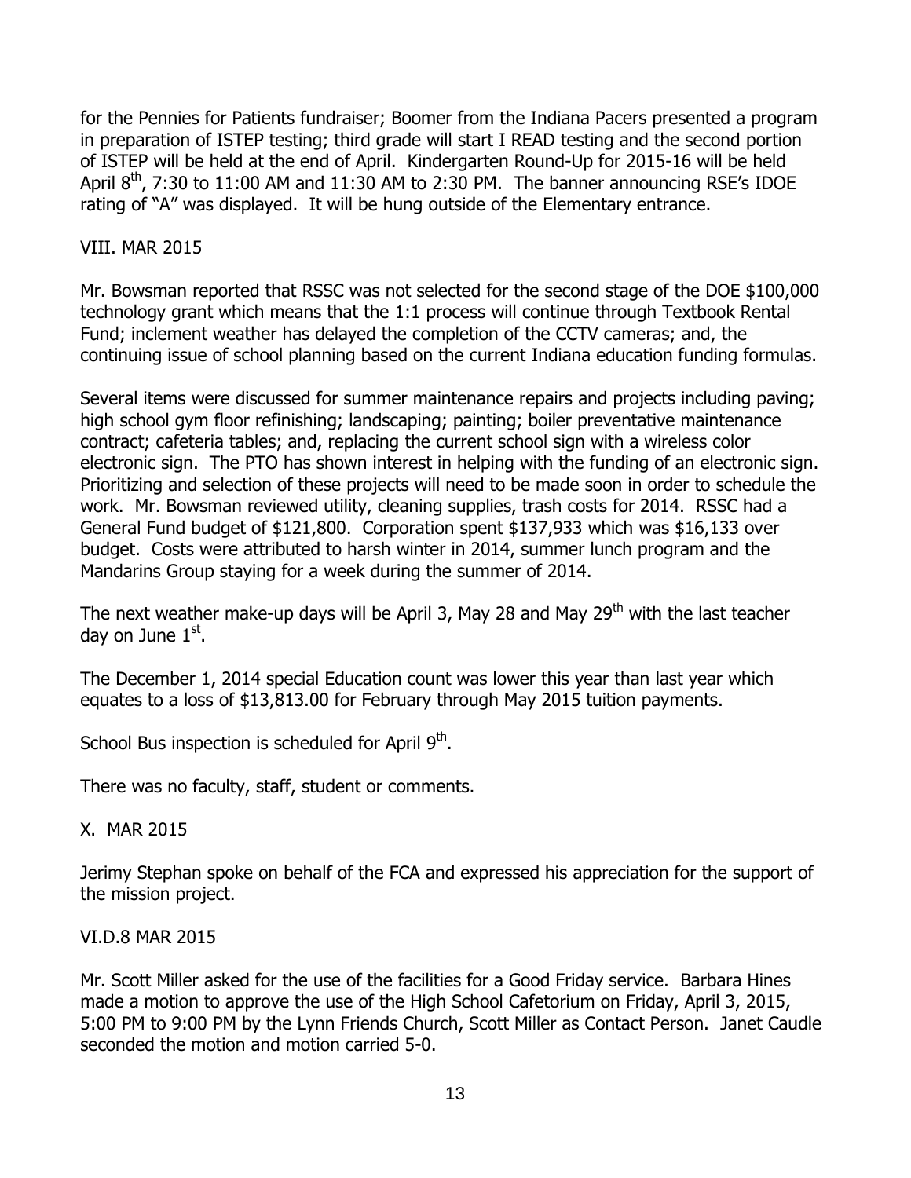for the Pennies for Patients fundraiser; Boomer from the Indiana Pacers presented a program in preparation of ISTEP testing; third grade will start I READ testing and the second portion of ISTEP will be held at the end of April. Kindergarten Round-Up for 2015-16 will be held April 8th, 7:30 to 11:00 AM and 11:30 AM to 2:30 PM. The banner announcing RSE's IDOE rating of "A" was displayed. It will be hung outside of the Elementary entrance.

VIII. MAR 2015

Mr. Bowsman reported that RSSC was not selected for the second stage of the DOE $100,000 technology grant which means that the 1:1 process will continue through Textbook Rental Fund; inclement weather has delayed the completion of the CCTV cameras; and, the continuing issue of school planning based on the current Indiana education funding formulas.

Several items were discussed for summer maintenance repairs and projects including paving; high school gym floor refinishing; landscaping; painting; boiler preventative maintenance contract; cafeteria tables; and, replacing the current school sign with a wireless color electronic sign. The PTO has shown interest in helping with the funding of an electronic sign. Prioritizing and selection of these projects will need to be made soon in order to schedule the work. Mr. Bowsman reviewed utility, cleaning supplies, trash costs for 2014. RSSC had a General Fund budget of $121,800. Corporation spent $137,933 which was $16,133 over budget. Costs were attributed to harsh winter in 2014, summer lunch program and the Mandarins Group staying for a week during the summer of 2014.

The next weather make-up days will be April 3, May 28 and May 29th with the last teacher day on June 1st.

The December 1, 2014 special Education count was lower this year than last year which equates to a loss of $13,813.00 for February through May 2015 tuition payments.

School Bus inspection is scheduled for April 9th.

There was no faculty, staff, student or comments.

X. MAR 2015

Jerimy Stephan spoke on behalf of the FCA and expressed his appreciation for the support of the mission project.

VI.D.8 MAR 2015

Mr. Scott Miller asked for the use of the facilities for a Good Friday service. Barbara Hines made a motion to approve the use of the High School Cafetorium on Friday, April 3, 2015, 5:00 PM to 9:00 PM by the Lynn Friends Church, Scott Miller as Contact Person. Janet Caudle seconded the motion and motion carried 5-0.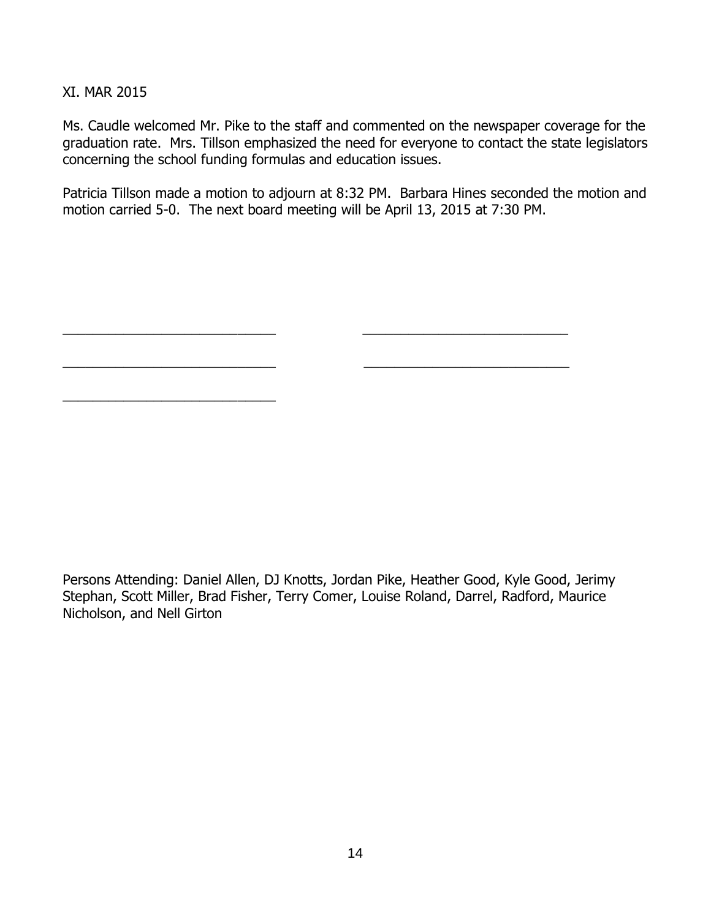XI. MAR 2015

Ms. Caudle welcomed Mr. Pike to the staff and commented on the newspaper coverage for the graduation rate. Mrs. Tillson emphasized the need for everyone to contact the state legislators concerning the school funding formulas and education issues.

Patricia Tillson made a motion to adjourn at 8:32 PM. Barbara Hines seconded the motion and motion carried 5-0. The next board meeting will be April 13, 2015 at 7:30 PM.

\_\_\_\_\_\_\_\_\_\_\_\_\_\_\_\_\_\_\_\_\_\_\_\_\_\_\_\_ \_\_\_\_\_\_\_\_\_\_\_\_\_\_\_\_\_\_\_\_\_\_\_\_\_\_\_\_

\_\_\_\_\_\_\_\_\_\_\_\_\_\_\_\_\_\_\_\_\_\_\_\_\_\_\_\_ \_\_\_\_\_\_\_\_\_\_\_\_\_\_\_\_\_\_\_\_\_\_\_\_\_\_\_\_

\_\_\_\_\_\_\_\_\_\_\_\_\_\_\_\_\_\_\_\_\_\_\_\_\_\_\_\_

Persons Attending: Daniel Allen, DJ Knotts, Jordan Pike, Heather Good, Kyle Good, Jerimy Stephan, Scott Miller, Brad Fisher, Terry Comer, Louise Roland, Darrel, Radford, Maurice Nicholson, and Nell Girton